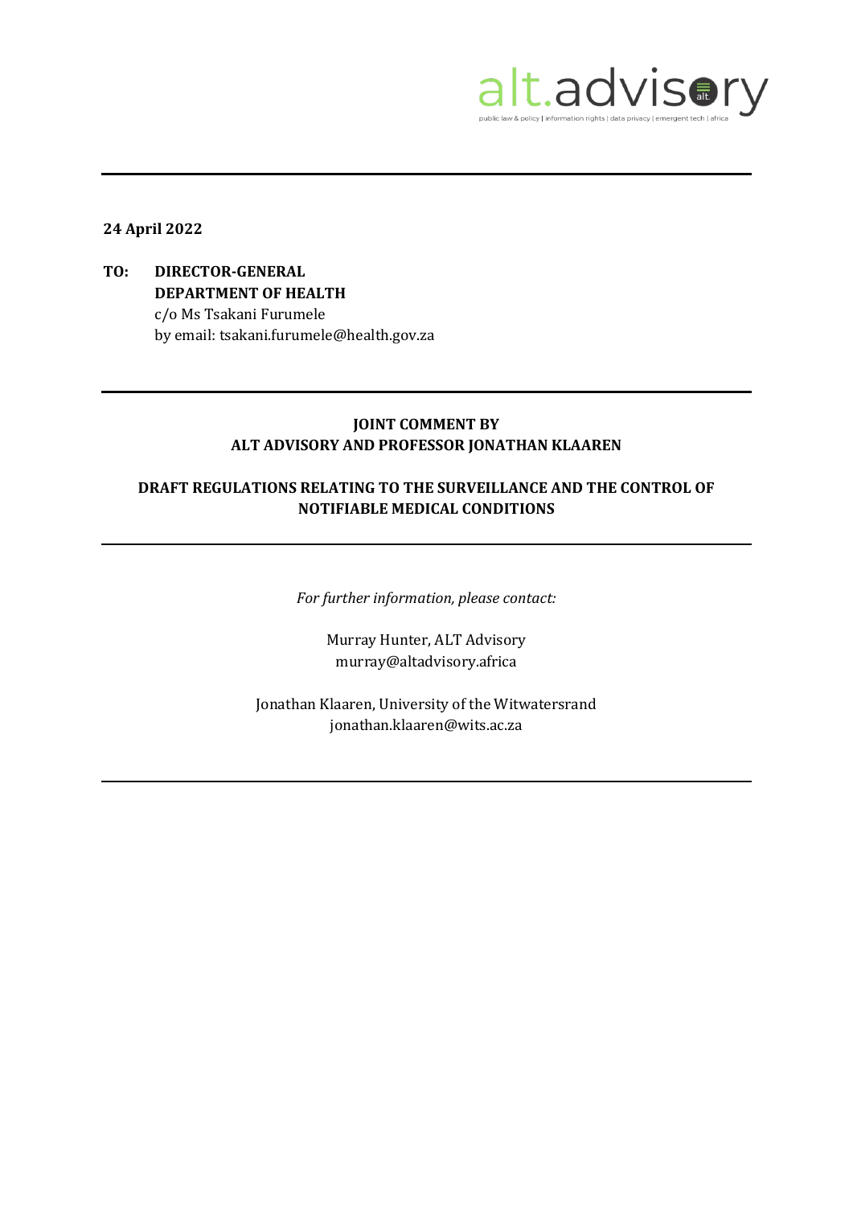alt.advisory

public law & policy | information rights | data privacy | emergent tech | africa

---

**24 April 2022**

**TO: DIRECTOR-GENERAL**
**DEPARTMENT OF HEALTH**
c/o Ms Tsakani Furumele
by email: tsakani.furumele@health.gov.za

---

**JOINT COMMENT BY**
**ALT ADVISORY AND PROFESSOR JONATHAN KLAAREN**

**DRAFT REGULATIONS RELATING TO THE SURVEILLANCE AND THE CONTROL OF NOTIFIABLE MEDICAL CONDITIONS**

---

*For further information, please contact:*

Murray Hunter, ALT Advisory
murray@altadvisory.africa

Jonathan Klaaren, University of the Witwatersrand
jonathan.klaaren@wits.ac.za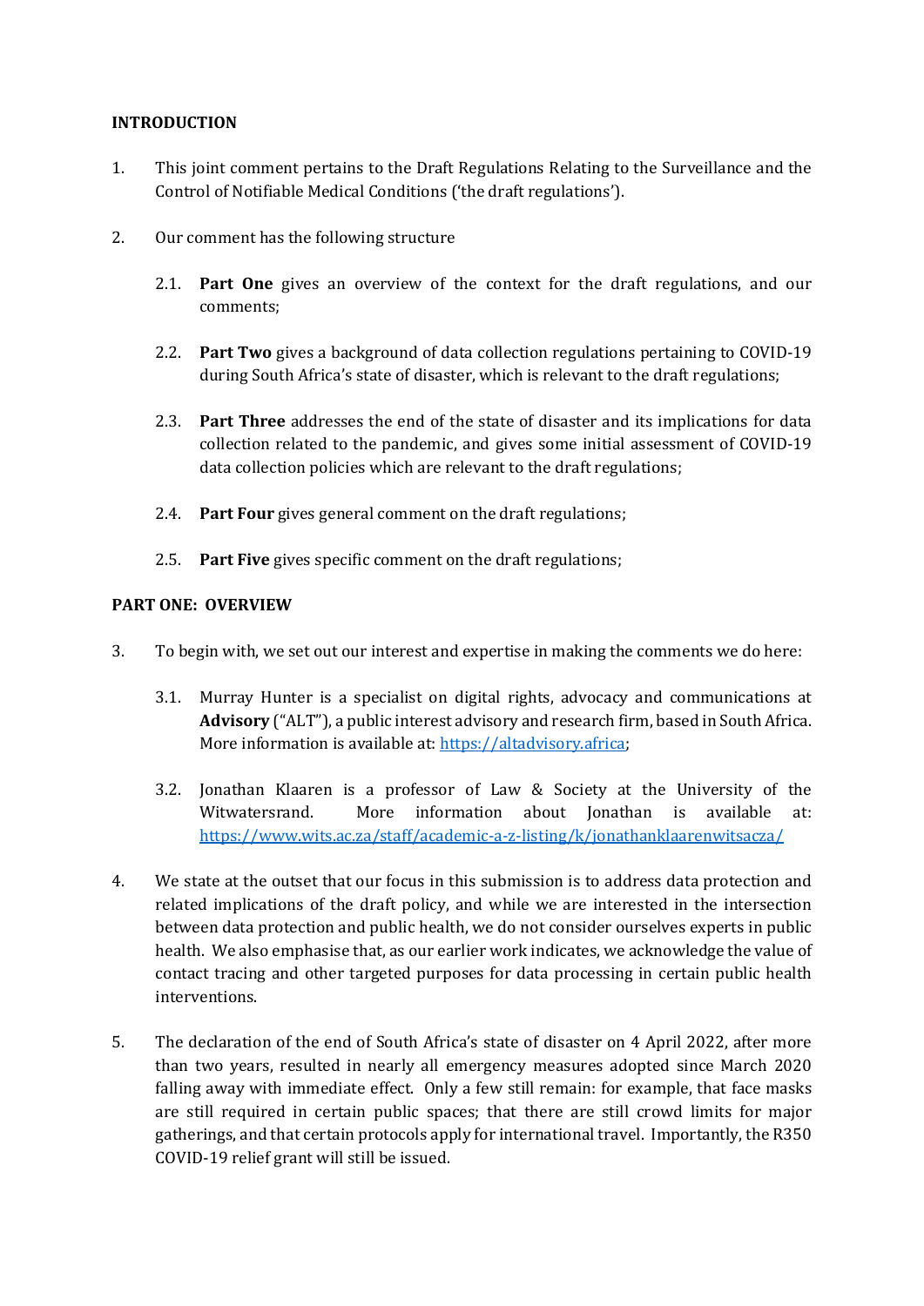**INTRODUCTION**

1. This joint comment pertains to the Draft Regulations Relating to the Surveillance and the Control of Notifiable Medical Conditions ('the draft regulations').

2. Our comment has the following structure

   2.1. **Part One** gives an overview of the context for the draft regulations, and our comments;

   2.2. **Part Two** gives a background of data collection regulations pertaining to COVID-19 during South Africa's state of disaster, which is relevant to the draft regulations;

   2.3. **Part Three** addresses the end of the state of disaster and its implications for data collection related to the pandemic, and gives some initial assessment of COVID-19 data collection policies which are relevant to the draft regulations;

   2.4. **Part Four** gives general comment on the draft regulations;

   2.5. **Part Five** gives specific comment on the draft regulations;

**PART ONE: OVERVIEW**

3. To begin with, we set out our interest and expertise in making the comments we do here:

   3.1. Murray Hunter is a specialist on digital rights, advocacy and communications at **Advisory** ("ALT"), a public interest advisory and research firm, based in South Africa. More information is available at: https://altadvisory.africa;

   3.2. Jonathan Klaaren is a professor of Law & Society at the University of the Witwatersrand. More information about Jonathan is available at: https://www.wits.ac.za/staff/academic-a-z-listing/k/jonathanklaarenwitsacza/

4. We state at the outset that our focus in this submission is to address data protection and related implications of the draft policy, and while we are interested in the intersection between data protection and public health, we do not consider ourselves experts in public health. We also emphasise that, as our earlier work indicates, we acknowledge the value of contact tracing and other targeted purposes for data processing in certain public health interventions.

5. The declaration of the end of South Africa's state of disaster on 4 April 2022, after more than two years, resulted in nearly all emergency measures adopted since March 2020 falling away with immediate effect. Only a few still remain: for example, that face masks are still required in certain public spaces; that there are still crowd limits for major gatherings, and that certain protocols apply for international travel. Importantly, the R350 COVID-19 relief grant will still be issued.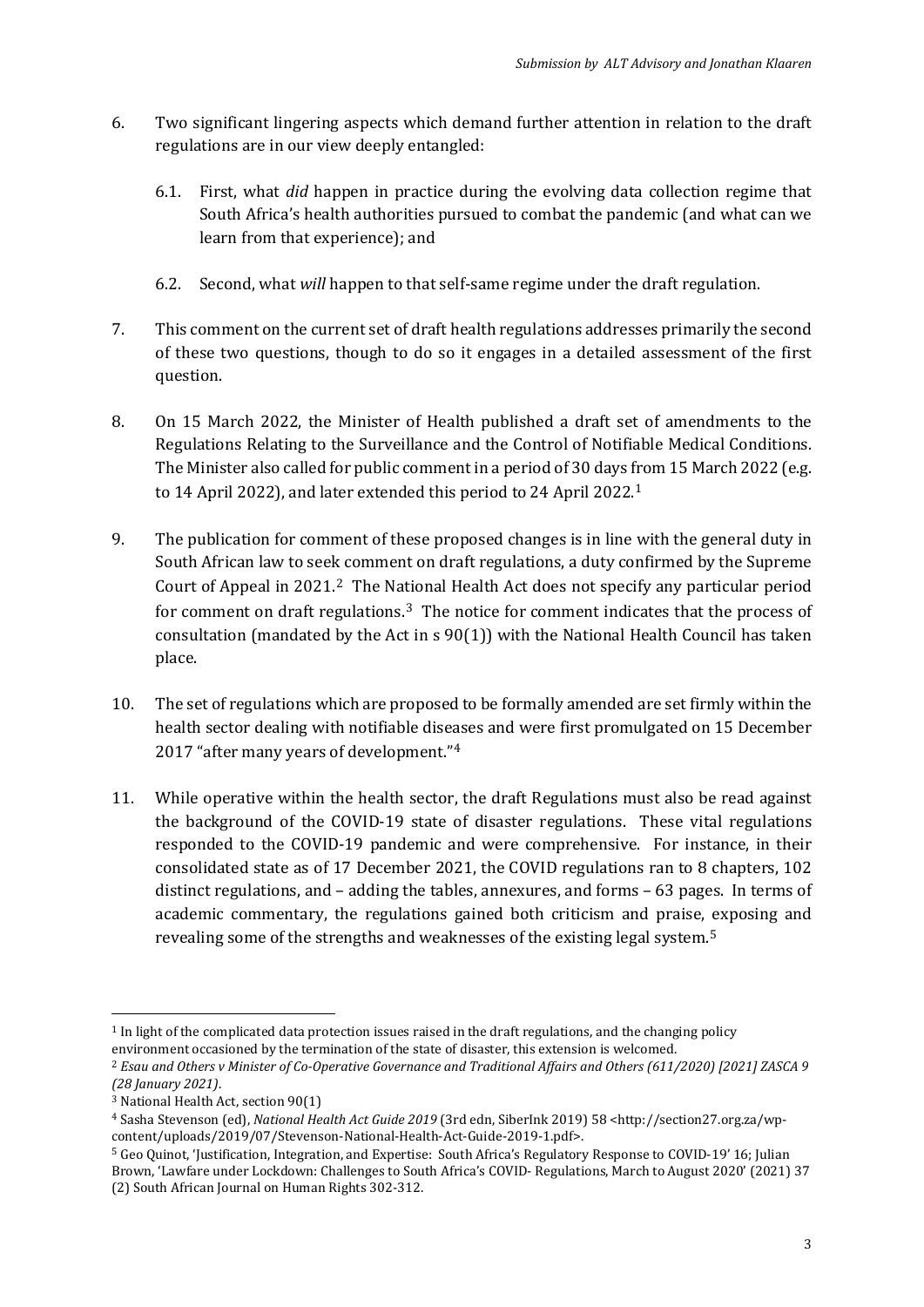6. Two significant lingering aspects which demand further attention in relation to the draft regulations are in our view deeply entangled:

   6.1. First, what *did* happen in practice during the evolving data collection regime that South Africa's health authorities pursued to combat the pandemic (and what can we learn from that experience); and

   6.2. Second, what *will* happen to that self-same regime under the draft regulation.

7. This comment on the current set of draft health regulations addresses primarily the second of these two questions, though to do so it engages in a detailed assessment of the first question.

8. On 15 March 2022, the Minister of Health published a draft set of amendments to the Regulations Relating to the Surveillance and the Control of Notifiable Medical Conditions. The Minister also called for public comment in a period of 30 days from 15 March 2022 (e.g. to 14 April 2022), and later extended this period to 24 April 2022.[1]

9. The publication for comment of these proposed changes is in line with the general duty in South African law to seek comment on draft regulations, a duty confirmed by the Supreme Court of Appeal in 2021.[2] The National Health Act does not specify any particular period for comment on draft regulations.[3] The notice for comment indicates that the process of consultation (mandated by the Act in s 90(1)) with the National Health Council has taken place.

10. The set of regulations which are proposed to be formally amended are set firmly within the health sector dealing with notifiable diseases and were first promulgated on 15 December 2017 "after many years of development."[4]

11. While operative within the health sector, the draft Regulations must also be read against the background of the COVID-19 state of disaster regulations. These vital regulations responded to the COVID-19 pandemic and were comprehensive. For instance, in their consolidated state as of 17 December 2021, the COVID regulations ran to 8 chapters, 102 distinct regulations, and – adding the tables, annexures, and forms – 63 pages. In terms of academic commentary, the regulations gained both criticism and praise, exposing and revealing some of the strengths and weaknesses of the existing legal system.[5]

---

[1] In light of the complicated data protection issues raised in the draft regulations, and the changing policy environment occasioned by the termination of the state of disaster, this extension is welcomed.

[2] *Esau and Others v Minister of Co-Operative Governance and Traditional Affairs and Others (611/2020) [2021] ZASCA 9 (28 January 2021).*

[3] National Health Act, section 90(1)

[4] Sasha Stevenson (ed), *National Health Act Guide 2019* (3rd edn, SiberInk 2019) 58 <http://section27.org.za/wp-content/uploads/2019/07/Stevenson-National-Health-Act-Guide-2019-1.pdf>.

[5] Geo Quinot, 'Justification, Integration, and Expertise: South Africa's Regulatory Response to COVID-19' 16; Julian Brown, 'Lawfare under Lockdown: Challenges to South Africa's COVID- Regulations, March to August 2020' (2021) 37 (2) South African Journal on Human Rights 302-312.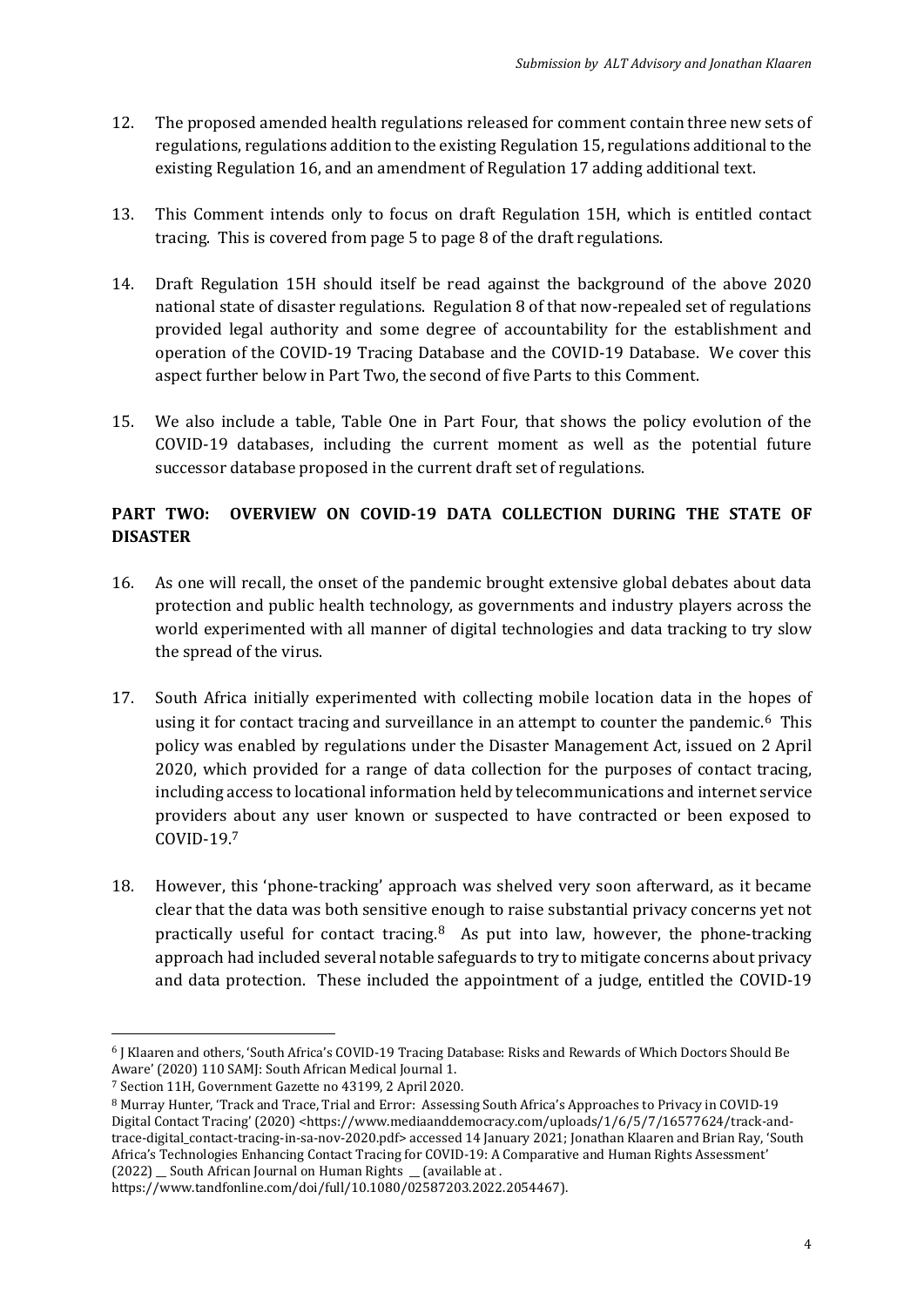12. The proposed amended health regulations released for comment contain three new sets of regulations, regulations addition to the existing Regulation 15, regulations additional to the existing Regulation 16, and an amendment of Regulation 17 adding additional text.

13. This Comment intends only to focus on draft Regulation 15H, which is entitled contact tracing. This is covered from page 5 to page 8 of the draft regulations.

14. Draft Regulation 15H should itself be read against the background of the above 2020 national state of disaster regulations. Regulation 8 of that now-repealed set of regulations provided legal authority and some degree of accountability for the establishment and operation of the COVID-19 Tracing Database and the COVID-19 Database. We cover this aspect further below in Part Two, the second of five Parts to this Comment.

15. We also include a table, Table One in Part Four, that shows the policy evolution of the COVID-19 databases, including the current moment as well as the potential future successor database proposed in the current draft set of regulations.

## PART TWO: OVERVIEW ON COVID-19 DATA COLLECTION DURING THE STATE OF DISASTER

16. As one will recall, the onset of the pandemic brought extensive global debates about data protection and public health technology, as governments and industry players across the world experimented with all manner of digital technologies and data tracking to try slow the spread of the virus.

17. South Africa initially experimented with collecting mobile location data in the hopes of using it for contact tracing and surveillance in an attempt to counter the pandemic.[6] This policy was enabled by regulations under the Disaster Management Act, issued on 2 April 2020, which provided for a range of data collection for the purposes of contact tracing, including access to locational information held by telecommunications and internet service providers about any user known or suspected to have contracted or been exposed to COVID-19.[7]

18. However, this 'phone-tracking' approach was shelved very soon afterward, as it became clear that the data was both sensitive enough to raise substantial privacy concerns yet not practically useful for contact tracing.[8] As put into law, however, the phone-tracking approach had included several notable safeguards to try to mitigate concerns about privacy and data protection. These included the appointment of a judge, entitled the COVID-19

---

[6] J Klaaren and others, 'South Africa's COVID-19 Tracing Database: Risks and Rewards of Which Doctors Should Be Aware' (2020) 110 SAMJ: South African Medical Journal 1.

[7] Section 11H, Government Gazette no 43199, 2 April 2020.

[8] Murray Hunter, 'Track and Trace, Trial and Error: Assessing South Africa's Approaches to Privacy in COVID-19 Digital Contact Tracing' (2020) <https://www.mediaanddemocracy.com/uploads/1/6/5/7/16577624/track-and-trace-digital_contact-tracing-in-sa-nov-2020.pdf> accessed 14 January 2021; Jonathan Klaaren and Brian Ray, 'South Africa's Technologies Enhancing Contact Tracing for COVID-19: A Comparative and Human Rights Assessment' (2022) __ South African Journal on Human Rights __ (available at . https://www.tandfonline.com/doi/full/10.1080/02587203.2022.2054467).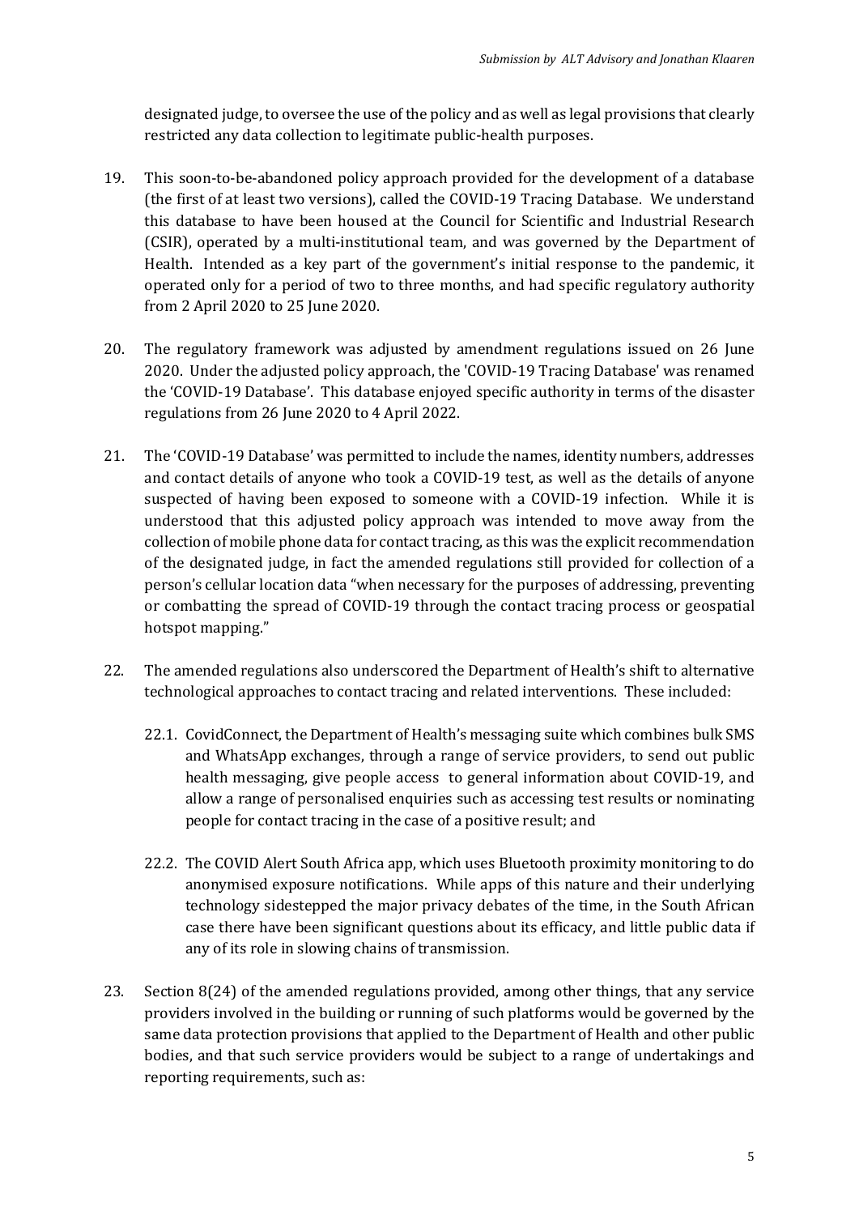designated judge, to oversee the use of the policy and as well as legal provisions that clearly restricted any data collection to legitimate public-health purposes.

19. This soon-to-be-abandoned policy approach provided for the development of a database (the first of at least two versions), called the COVID-19 Tracing Database. We understand this database to have been housed at the Council for Scientific and Industrial Research (CSIR), operated by a multi-institutional team, and was governed by the Department of Health. Intended as a key part of the government's initial response to the pandemic, it operated only for a period of two to three months, and had specific regulatory authority from 2 April 2020 to 25 June 2020.

20. The regulatory framework was adjusted by amendment regulations issued on 26 June 2020. Under the adjusted policy approach, the 'COVID-19 Tracing Database' was renamed the 'COVID-19 Database'. This database enjoyed specific authority in terms of the disaster regulations from 26 June 2020 to 4 April 2022.

21. The 'COVID-19 Database' was permitted to include the names, identity numbers, addresses and contact details of anyone who took a COVID-19 test, as well as the details of anyone suspected of having been exposed to someone with a COVID-19 infection. While it is understood that this adjusted policy approach was intended to move away from the collection of mobile phone data for contact tracing, as this was the explicit recommendation of the designated judge, in fact the amended regulations still provided for collection of a person's cellular location data "when necessary for the purposes of addressing, preventing or combatting the spread of COVID-19 through the contact tracing process or geospatial hotspot mapping."

22. The amended regulations also underscored the Department of Health's shift to alternative technological approaches to contact tracing and related interventions. These included:

    22.1. CovidConnect, the Department of Health's messaging suite which combines bulk SMS and WhatsApp exchanges, through a range of service providers, to send out public health messaging, give people access to general information about COVID-19, and allow a range of personalised enquiries such as accessing test results or nominating people for contact tracing in the case of a positive result; and

    22.2. The COVID Alert South Africa app, which uses Bluetooth proximity monitoring to do anonymised exposure notifications. While apps of this nature and their underlying technology sidestepped the major privacy debates of the time, in the South African case there have been significant questions about its efficacy, and little public data if any of its role in slowing chains of transmission.

23. Section 8(24) of the amended regulations provided, among other things, that any service providers involved in the building or running of such platforms would be governed by the same data protection provisions that applied to the Department of Health and other public bodies, and that such service providers would be subject to a range of undertakings and reporting requirements, such as: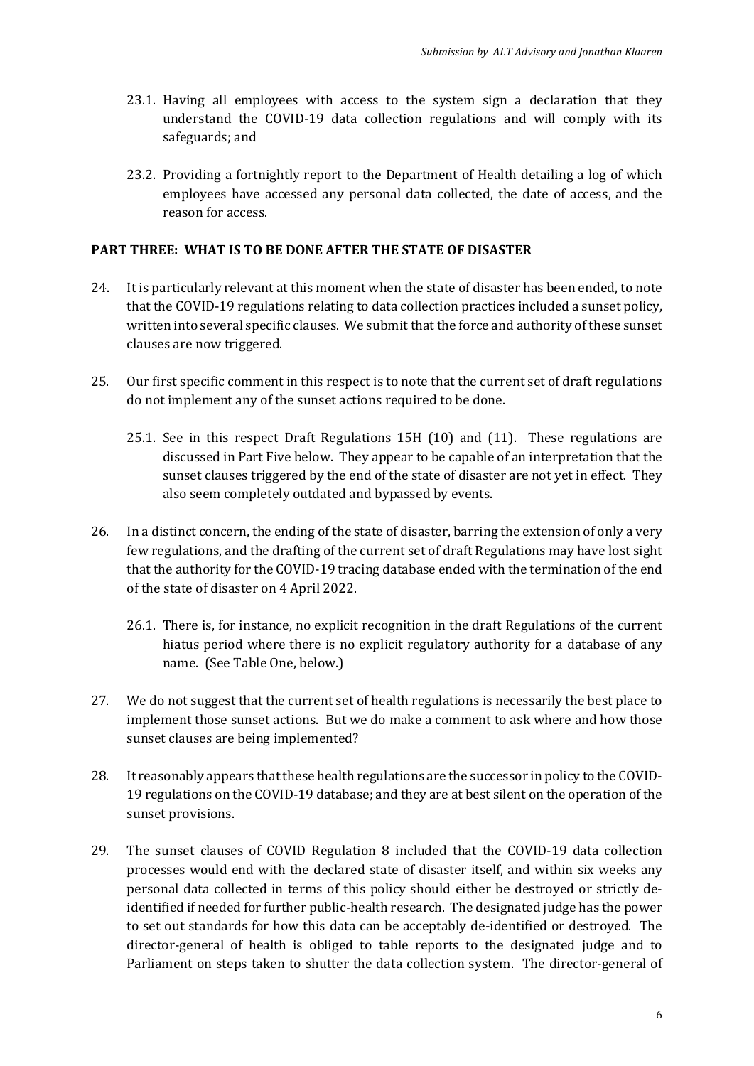23.1. Having all employees with access to the system sign a declaration that they understand the COVID-19 data collection regulations and will comply with its safeguards; and

23.2. Providing a fortnightly report to the Department of Health detailing a log of which employees have accessed any personal data collected, the date of access, and the reason for access.

**PART THREE: WHAT IS TO BE DONE AFTER THE STATE OF DISASTER**

24. It is particularly relevant at this moment when the state of disaster has been ended, to note that the COVID-19 regulations relating to data collection practices included a sunset policy, written into several specific clauses. We submit that the force and authority of these sunset clauses are now triggered.

25. Our first specific comment in this respect is to note that the current set of draft regulations do not implement any of the sunset actions required to be done.

    25.1. See in this respect Draft Regulations 15H (10) and (11). These regulations are discussed in Part Five below. They appear to be capable of an interpretation that the sunset clauses triggered by the end of the state of disaster are not yet in effect. They also seem completely outdated and bypassed by events.

26. In a distinct concern, the ending of the state of disaster, barring the extension of only a very few regulations, and the drafting of the current set of draft Regulations may have lost sight that the authority for the COVID-19 tracing database ended with the termination of the end of the state of disaster on 4 April 2022.

    26.1. There is, for instance, no explicit recognition in the draft Regulations of the current hiatus period where there is no explicit regulatory authority for a database of any name. (See Table One, below.)

27. We do not suggest that the current set of health regulations is necessarily the best place to implement those sunset actions. But we do make a comment to ask where and how those sunset clauses are being implemented?

28. It reasonably appears that these health regulations are the successor in policy to the COVID-19 regulations on the COVID-19 database; and they are at best silent on the operation of the sunset provisions.

29. The sunset clauses of COVID Regulation 8 included that the COVID-19 data collection processes would end with the declared state of disaster itself, and within six weeks any personal data collected in terms of this policy should either be destroyed or strictly de-identified if needed for further public-health research. The designated judge has the power to set out standards for how this data can be acceptably de-identified or destroyed. The director-general of health is obliged to table reports to the designated judge and to Parliament on steps taken to shutter the data collection system. The director-general of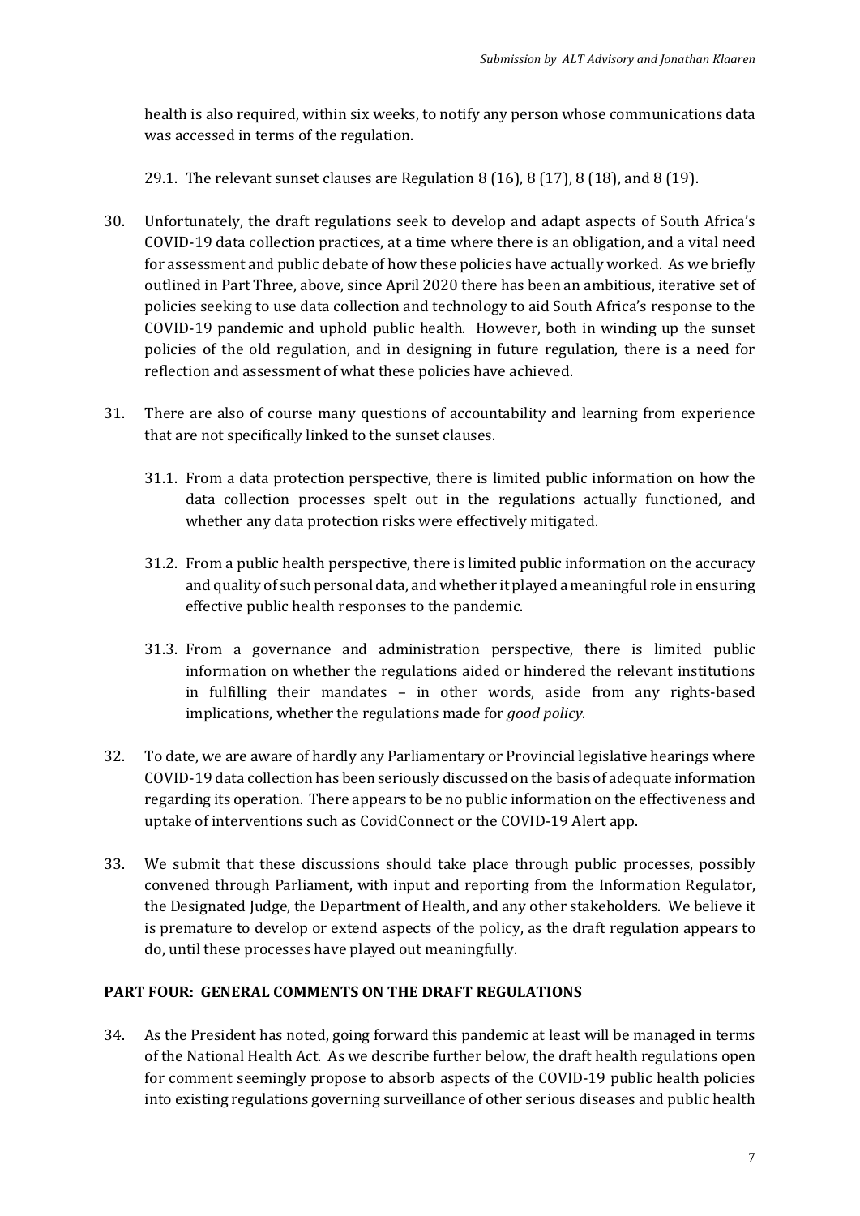health is also required, within six weeks, to notify any person whose communications data was accessed in terms of the regulation.

29.1. The relevant sunset clauses are Regulation 8 (16), 8 (17), 8 (18), and 8 (19).

30. Unfortunately, the draft regulations seek to develop and adapt aspects of South Africa's COVID-19 data collection practices, at a time where there is an obligation, and a vital need for assessment and public debate of how these policies have actually worked. As we briefly outlined in Part Three, above, since April 2020 there has been an ambitious, iterative set of policies seeking to use data collection and technology to aid South Africa's response to the COVID-19 pandemic and uphold public health. However, both in winding up the sunset policies of the old regulation, and in designing in future regulation, there is a need for reflection and assessment of what these policies have achieved.

31. There are also of course many questions of accountability and learning from experience that are not specifically linked to the sunset clauses.

    31.1. From a data protection perspective, there is limited public information on how the data collection processes spelt out in the regulations actually functioned, and whether any data protection risks were effectively mitigated.

    31.2. From a public health perspective, there is limited public information on the accuracy and quality of such personal data, and whether it played a meaningful role in ensuring effective public health responses to the pandemic.

    31.3. From a governance and administration perspective, there is limited public information on whether the regulations aided or hindered the relevant institutions in fulfilling their mandates – in other words, aside from any rights-based implications, whether the regulations made for *good policy*.

32. To date, we are aware of hardly any Parliamentary or Provincial legislative hearings where COVID-19 data collection has been seriously discussed on the basis of adequate information regarding its operation. There appears to be no public information on the effectiveness and uptake of interventions such as CovidConnect or the COVID-19 Alert app.

33. We submit that these discussions should take place through public processes, possibly convened through Parliament, with input and reporting from the Information Regulator, the Designated Judge, the Department of Health, and any other stakeholders. We believe it is premature to develop or extend aspects of the policy, as the draft regulation appears to do, until these processes have played out meaningfully.

## PART FOUR: GENERAL COMMENTS ON THE DRAFT REGULATIONS

34. As the President has noted, going forward this pandemic at least will be managed in terms of the National Health Act. As we describe further below, the draft health regulations open for comment seemingly propose to absorb aspects of the COVID-19 public health policies into existing regulations governing surveillance of other serious diseases and public health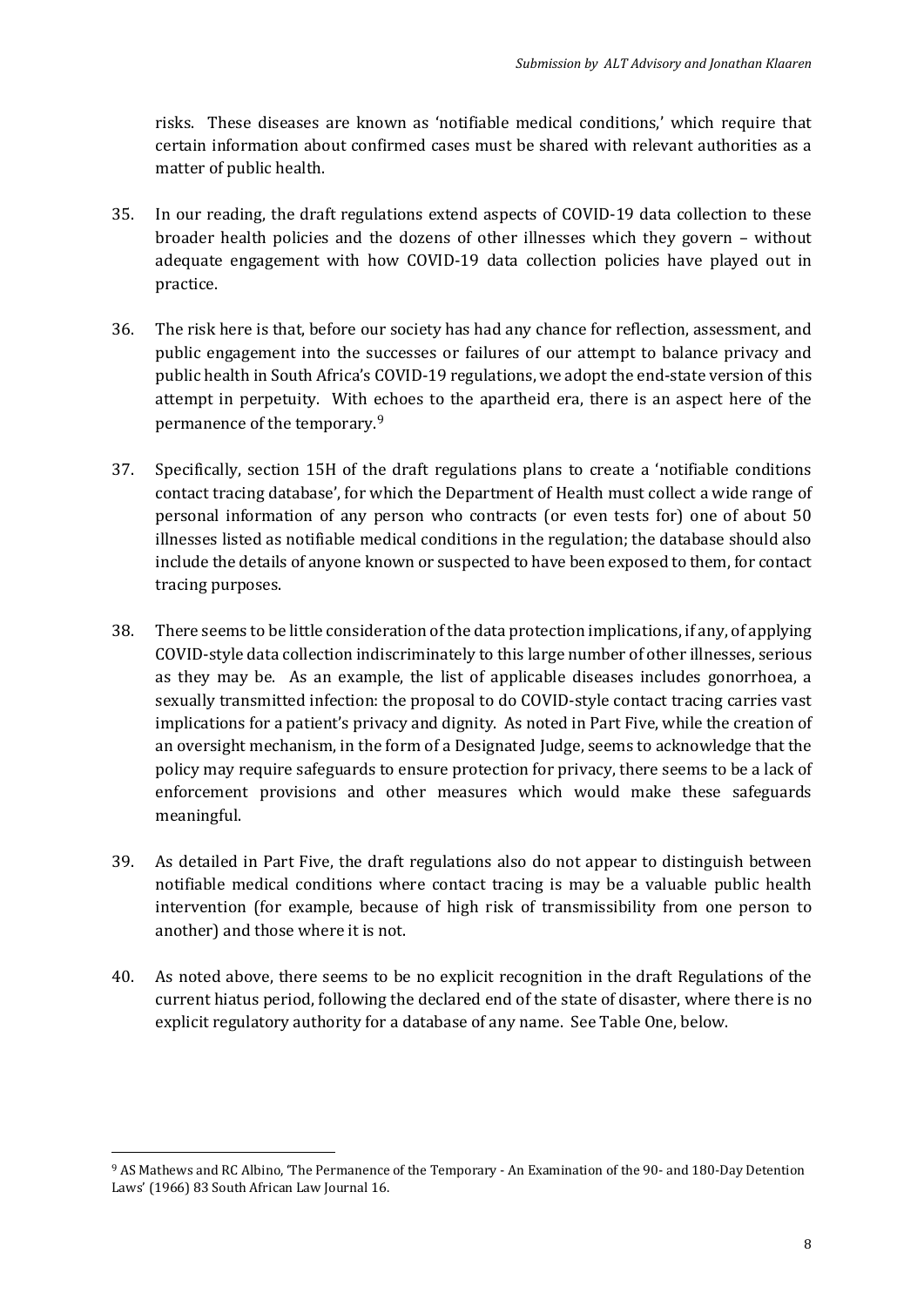risks. These diseases are known as 'notifiable medical conditions,' which require that certain information about confirmed cases must be shared with relevant authorities as a matter of public health.

35. In our reading, the draft regulations extend aspects of COVID-19 data collection to these broader health policies and the dozens of other illnesses which they govern – without adequate engagement with how COVID-19 data collection policies have played out in practice.

36. The risk here is that, before our society has had any chance for reflection, assessment, and public engagement into the successes or failures of our attempt to balance privacy and public health in South Africa's COVID-19 regulations, we adopt the end-state version of this attempt in perpetuity. With echoes to the apartheid era, there is an aspect here of the permanence of the temporary.[9]

37. Specifically, section 15H of the draft regulations plans to create a 'notifiable conditions contact tracing database', for which the Department of Health must collect a wide range of personal information of any person who contracts (or even tests for) one of about 50 illnesses listed as notifiable medical conditions in the regulation; the database should also include the details of anyone known or suspected to have been exposed to them, for contact tracing purposes.

38. There seems to be little consideration of the data protection implications, if any, of applying COVID-style data collection indiscriminately to this large number of other illnesses, serious as they may be. As an example, the list of applicable diseases includes gonorrhoea, a sexually transmitted infection: the proposal to do COVID-style contact tracing carries vast implications for a patient's privacy and dignity. As noted in Part Five, while the creation of an oversight mechanism, in the form of a Designated Judge, seems to acknowledge that the policy may require safeguards to ensure protection for privacy, there seems to be a lack of enforcement provisions and other measures which would make these safeguards meaningful.

39. As detailed in Part Five, the draft regulations also do not appear to distinguish between notifiable medical conditions where contact tracing is may be a valuable public health intervention (for example, because of high risk of transmissibility from one person to another) and those where it is not.

40. As noted above, there seems to be no explicit recognition in the draft Regulations of the current hiatus period, following the declared end of the state of disaster, where there is no explicit regulatory authority for a database of any name. See Table One, below.

---

[9] AS Mathews and RC Albino, 'The Permanence of the Temporary - An Examination of the 90- and 180-Day Detention Laws' (1966) 83 South African Law Journal 16.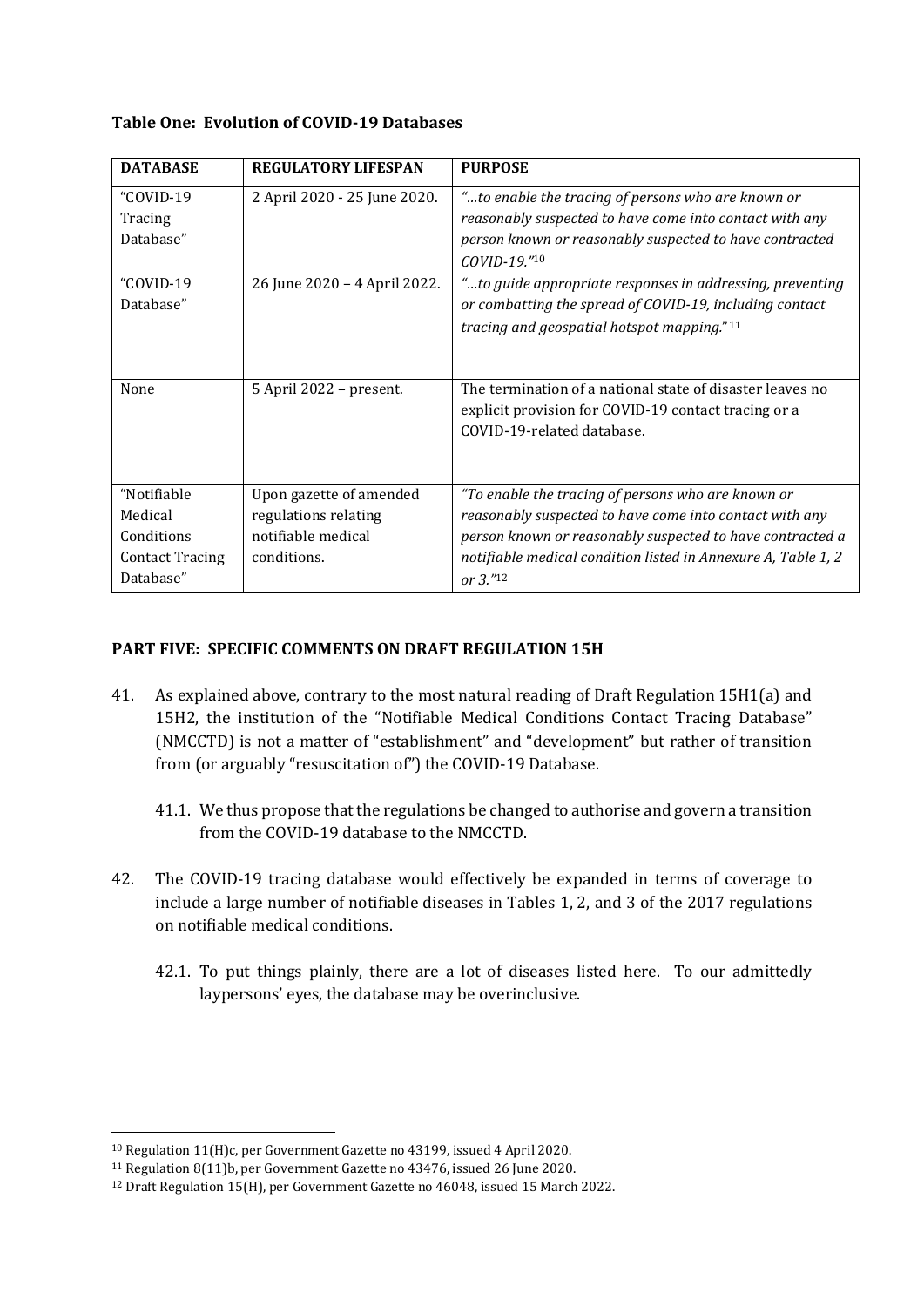**Table One: Evolution of COVID-19 Databases**

| DATABASE | REGULATORY LIFESPAN | PURPOSE |
|---|---|---|
| "COVID-19 Tracing Database" | 2 April 2020 - 25 June 2020. | *"…to enable the tracing of persons who are known or reasonably suspected to have come into contact with any person known or reasonably suspected to have contracted COVID-19."*[10] |
| "COVID-19 Database" | 26 June 2020 – 4 April 2022. | *"…to guide appropriate responses in addressing, preventing or combatting the spread of COVID-19, including contact tracing and geospatial hotspot mapping."*[11] |
| None | 5 April 2022 – present. | The termination of a national state of disaster leaves no explicit provision for COVID-19 contact tracing or a COVID-19-related database. |
| "Notifiable Medical Conditions Contact Tracing Database" | Upon gazette of amended regulations relating notifiable medical conditions. | *"To enable the tracing of persons who are known or reasonably suspected to have come into contact with any person known or reasonably suspected to have contracted a notifiable medical condition listed in Annexure A, Table 1, 2 or 3."*[12] |

## PART FIVE: SPECIFIC COMMENTS ON DRAFT REGULATION 15H

41. As explained above, contrary to the most natural reading of Draft Regulation 15H1(a) and 15H2, the institution of the "Notifiable Medical Conditions Contact Tracing Database" (NMCCTD) is not a matter of "establishment" and "development" but rather of transition from (or arguably "resuscitation of") the COVID-19 Database.

    41.1. We thus propose that the regulations be changed to authorise and govern a transition from the COVID-19 database to the NMCCTD.

42. The COVID-19 tracing database would effectively be expanded in terms of coverage to include a large number of notifiable diseases in Tables 1, 2, and 3 of the 2017 regulations on notifiable medical conditions.

    42.1. To put things plainly, there are a lot of diseases listed here. To our admittedly laypersons' eyes, the database may be overinclusive.

---

[10] Regulation 11(H)c, per Government Gazette no 43199, issued 4 April 2020.

[11] Regulation 8(11)b, per Government Gazette no 43476, issued 26 June 2020.

[12] Draft Regulation 15(H), per Government Gazette no 46048, issued 15 March 2022.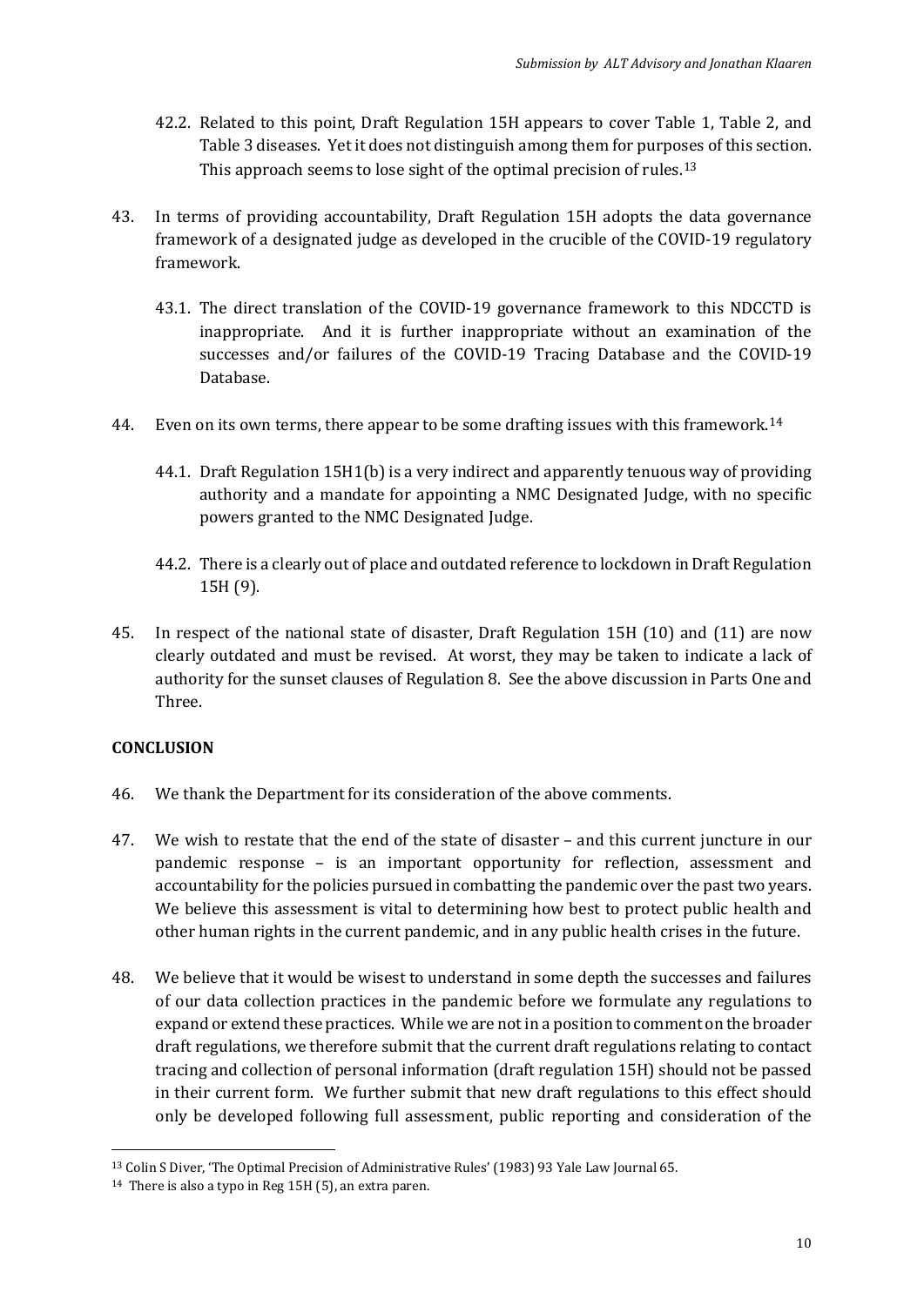42.2. Related to this point, Draft Regulation 15H appears to cover Table 1, Table 2, and Table 3 diseases. Yet it does not distinguish among them for purposes of this section. This approach seems to lose sight of the optimal precision of rules.[13]

43. In terms of providing accountability, Draft Regulation 15H adopts the data governance framework of a designated judge as developed in the crucible of the COVID-19 regulatory framework.

    43.1. The direct translation of the COVID-19 governance framework to this NDCCTD is inappropriate. And it is further inappropriate without an examination of the successes and/or failures of the COVID-19 Tracing Database and the COVID-19 Database.

44. Even on its own terms, there appear to be some drafting issues with this framework.[14]

    44.1. Draft Regulation 15H1(b) is a very indirect and apparently tenuous way of providing authority and a mandate for appointing a NMC Designated Judge, with no specific powers granted to the NMC Designated Judge.

    44.2. There is a clearly out of place and outdated reference to lockdown in Draft Regulation 15H (9).

45. In respect of the national state of disaster, Draft Regulation 15H (10) and (11) are now clearly outdated and must be revised. At worst, they may be taken to indicate a lack of authority for the sunset clauses of Regulation 8. See the above discussion in Parts One and Three.

**CONCLUSION**

46. We thank the Department for its consideration of the above comments.

47. We wish to restate that the end of the state of disaster – and this current juncture in our pandemic response – is an important opportunity for reflection, assessment and accountability for the policies pursued in combatting the pandemic over the past two years. We believe this assessment is vital to determining how best to protect public health and other human rights in the current pandemic, and in any public health crises in the future.

48. We believe that it would be wisest to understand in some depth the successes and failures of our data collection practices in the pandemic before we formulate any regulations to expand or extend these practices. While we are not in a position to comment on the broader draft regulations, we therefore submit that the current draft regulations relating to contact tracing and collection of personal information (draft regulation 15H) should not be passed in their current form. We further submit that new draft regulations to this effect should only be developed following full assessment, public reporting and consideration of the

---

[13] Colin S Diver, 'The Optimal Precision of Administrative Rules' (1983) 93 Yale Law Journal 65.

[14] There is also a typo in Reg 15H (5), an extra paren.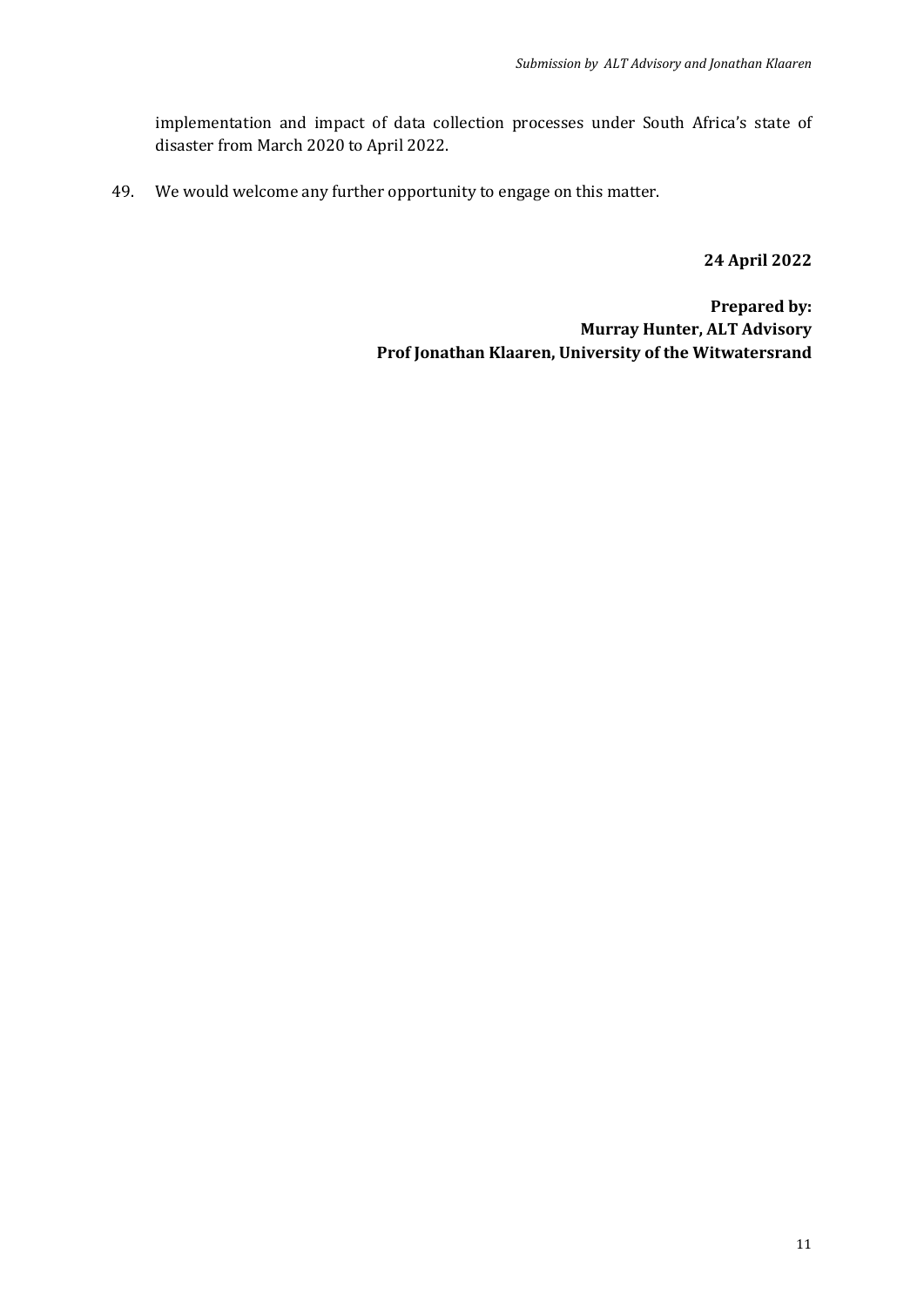implementation and impact of data collection processes under South Africa's state of disaster from March 2020 to April 2022.

49. We would welcome any further opportunity to engage on this matter.

**24 April 2022**

**Prepared by:**
**Murray Hunter, ALT Advisory**
**Prof Jonathan Klaaren, University of the Witwatersrand**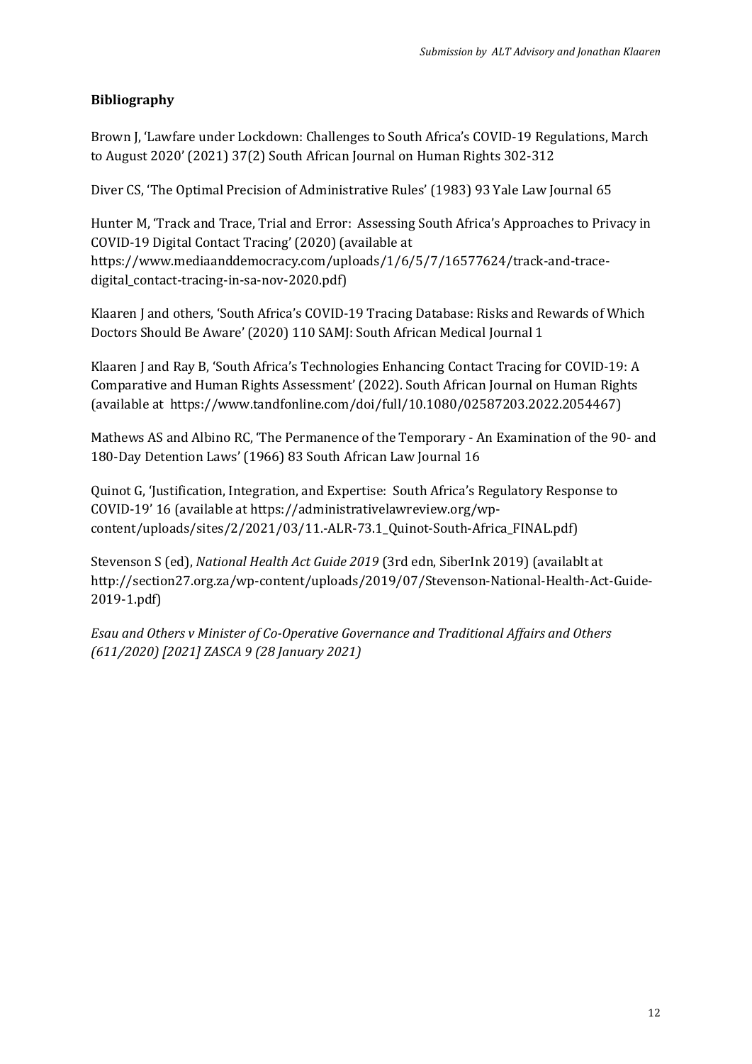**Bibliography**

Brown J, 'Lawfare under Lockdown: Challenges to South Africa's COVID-19 Regulations, March to August 2020' (2021) 37(2) South African Journal on Human Rights 302-312

Diver CS, 'The Optimal Precision of Administrative Rules' (1983) 93 Yale Law Journal 65

Hunter M, 'Track and Trace, Trial and Error: Assessing South Africa's Approaches to Privacy in COVID-19 Digital Contact Tracing' (2020) (available at https://www.mediaanddemocracy.com/uploads/1/6/5/7/16577624/track-and-trace-digital_contact-tracing-in-sa-nov-2020.pdf)

Klaaren J and others, 'South Africa's COVID-19 Tracing Database: Risks and Rewards of Which Doctors Should Be Aware' (2020) 110 SAMJ: South African Medical Journal 1

Klaaren J and Ray B, 'South Africa's Technologies Enhancing Contact Tracing for COVID-19: A Comparative and Human Rights Assessment' (2022). South African Journal on Human Rights (available at https://www.tandfonline.com/doi/full/10.1080/02587203.2022.2054467)

Mathews AS and Albino RC, 'The Permanence of the Temporary - An Examination of the 90- and 180-Day Detention Laws' (1966) 83 South African Law Journal 16

Quinot G, 'Justification, Integration, and Expertise: South Africa's Regulatory Response to COVID-19' 16 (available at https://administrativelawreview.org/wp-content/uploads/sites/2/2021/03/11.-ALR-73.1_Quinot-South-Africa_FINAL.pdf)

Stevenson S (ed), *National Health Act Guide 2019* (3rd edn, SiberInk 2019) (availablt at http://section27.org.za/wp-content/uploads/2019/07/Stevenson-National-Health-Act-Guide-2019-1.pdf)

*Esau and Others v Minister of Co-Operative Governance and Traditional Affairs and Others (611/2020) [2021] ZASCA 9 (28 January 2021)*